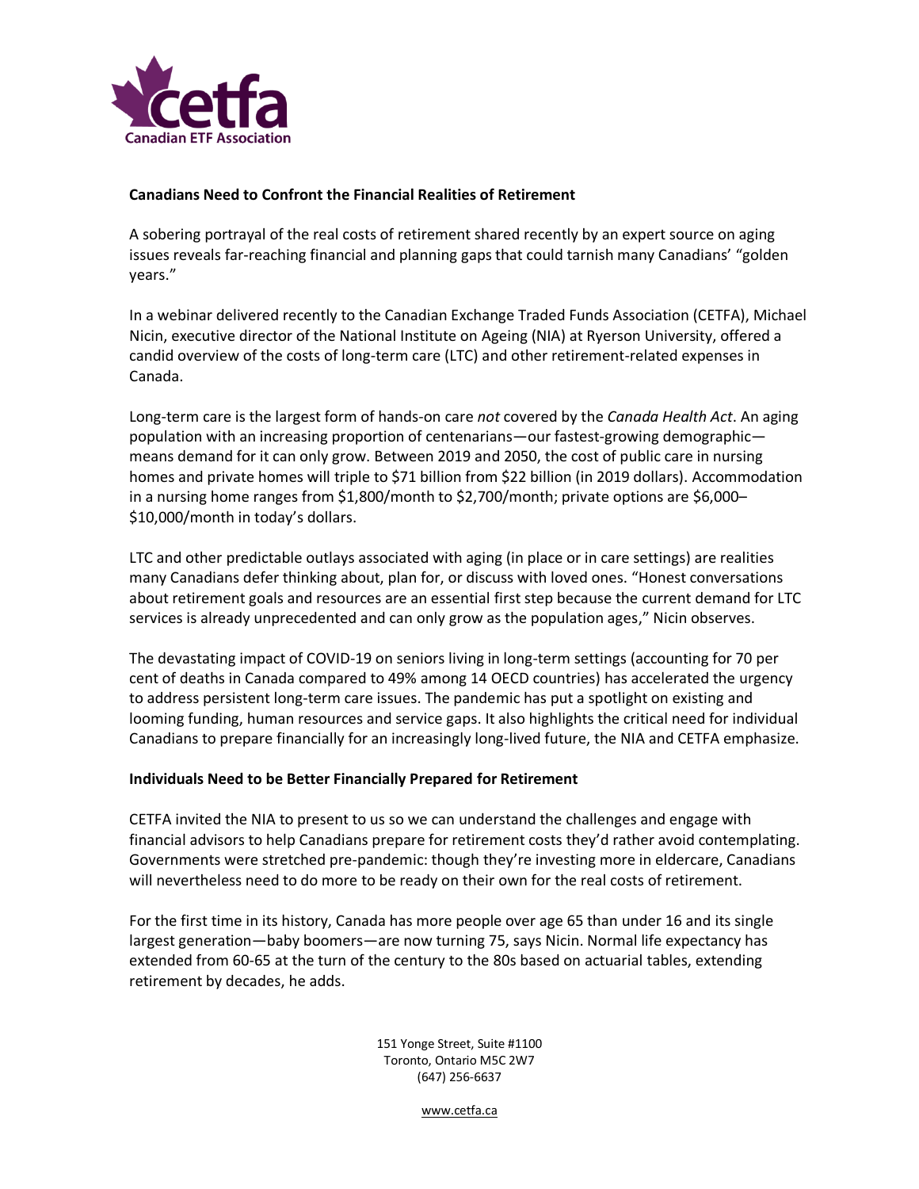## Canadians Need to Confront the Financial Realities of Retirement

A sobering portrayal of the real costs of retirement shared recently by an expert source on aging issues reveals far-reaching financial and planning gaps that could tarnish many Canadians' "golden years."

In a webinar delivered recently to the Canadian Exchange Traded Funds Association (CETFA), Michael Nicin, executive director of the National Institute on Ageing (NIA) at Ryerson University, offered a candid overview of the costs of long-term care (LTC) and other retirement-related expenses in Canada.

Long-term care is the largest form of hands-on care *not* covered by the *Canada Health Act*. An aging population with an increasing proportion of centenarians—our fastest-growing demographic—means demand for it can only grow. Between 2019 and 2050, the cost of public care in nursing homes and private homes will triple to $71 billion from $22 billion (in 2019 dollars). Accommodation in a nursing home ranges from $1,800/month to $2,700/month; private options are $6,000–$10,000/month in today's dollars.

LTC and other predictable outlays associated with aging (in place or in care settings) are realities many Canadians defer thinking about, plan for, or discuss with loved ones. "Honest conversations about retirement goals and resources are an essential first step because the current demand for LTC services is already unprecedented and can only grow as the population ages," Nicin observes.

The devastating impact of COVID-19 on seniors living in long-term settings (accounting for 70 per cent of deaths in Canada compared to 49% among 14 OECD countries) has accelerated the urgency to address persistent long-term care issues. The pandemic has put a spotlight on existing and looming funding, human resources and service gaps. It also highlights the critical need for individual Canadians to prepare financially for an increasingly long-lived future, the NIA and CETFA emphasize.

### Individuals Need to be Better Financially Prepared for Retirement

CETFA invited the NIA to present to us so we can understand the challenges and engage with financial advisors to help Canadians prepare for retirement costs they'd rather avoid contemplating. Governments were stretched pre-pandemic: though they're investing more in eldercare, Canadians will nevertheless need to do more to be ready on their own for the real costs of retirement.

For the first time in its history, Canada has more people over age 65 than under 16 and its single largest generation—baby boomers—are now turning 75, says Nicin. Normal life expectancy has extended from 60-65 at the turn of the century to the 80s based on actuarial tables, extending retirement by decades, he adds.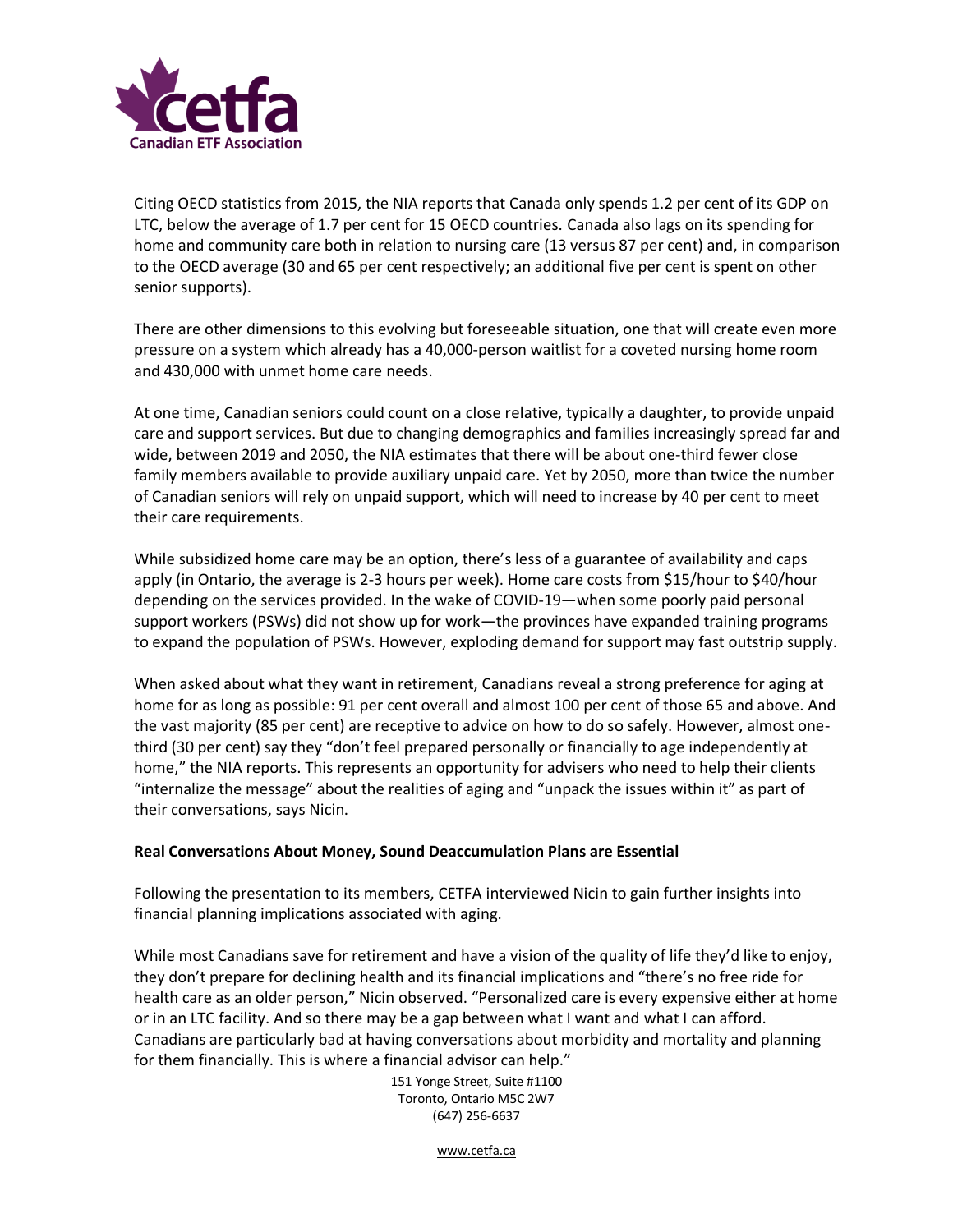Citing OECD statistics from 2015, the NIA reports that Canada only spends 1.2 per cent of its GDP on LTC, below the average of 1.7 per cent for 15 OECD countries. Canada also lags on its spending for home and community care both in relation to nursing care (13 versus 87 per cent) and, in comparison to the OECD average (30 and 65 per cent respectively; an additional five per cent is spent on other senior supports).

There are other dimensions to this evolving but foreseeable situation, one that will create even more pressure on a system which already has a 40,000-person waitlist for a coveted nursing home room and 430,000 with unmet home care needs.

At one time, Canadian seniors could count on a close relative, typically a daughter, to provide unpaid care and support services. But due to changing demographics and families increasingly spread far and wide, between 2019 and 2050, the NIA estimates that there will be about one-third fewer close family members available to provide auxiliary unpaid care. Yet by 2050, more than twice the number of Canadian seniors will rely on unpaid support, which will need to increase by 40 per cent to meet their care requirements.

While subsidized home care may be an option, there's less of a guarantee of availability and caps apply (in Ontario, the average is 2-3 hours per week). Home care costs from $15/hour to $40/hour depending on the services provided. In the wake of COVID-19—when some poorly paid personal support workers (PSWs) did not show up for work—the provinces have expanded training programs to expand the population of PSWs. However, exploding demand for support may fast outstrip supply.

When asked about what they want in retirement, Canadians reveal a strong preference for aging at home for as long as possible: 91 per cent overall and almost 100 per cent of those 65 and above. And the vast majority (85 per cent) are receptive to advice on how to do so safely. However, almost one-third (30 per cent) say they "don't feel prepared personally or financially to age independently at home," the NIA reports. This represents an opportunity for advisers who need to help their clients "internalize the message" about the realities of aging and "unpack the issues within it" as part of their conversations, says Nicin.

**Real Conversations About Money, Sound Deaccumulation Plans are Essential**

Following the presentation to its members, CETFA interviewed Nicin to gain further insights into financial planning implications associated with aging.

While most Canadians save for retirement and have a vision of the quality of life they'd like to enjoy, they don't prepare for declining health and its financial implications and "there's no free ride for health care as an older person," Nicin observed. "Personalized care is every expensive either at home or in an LTC facility. And so there may be a gap between what I want and what I can afford. Canadians are particularly bad at having conversations about morbidity and mortality and planning for them financially. This is where a financial advisor can help."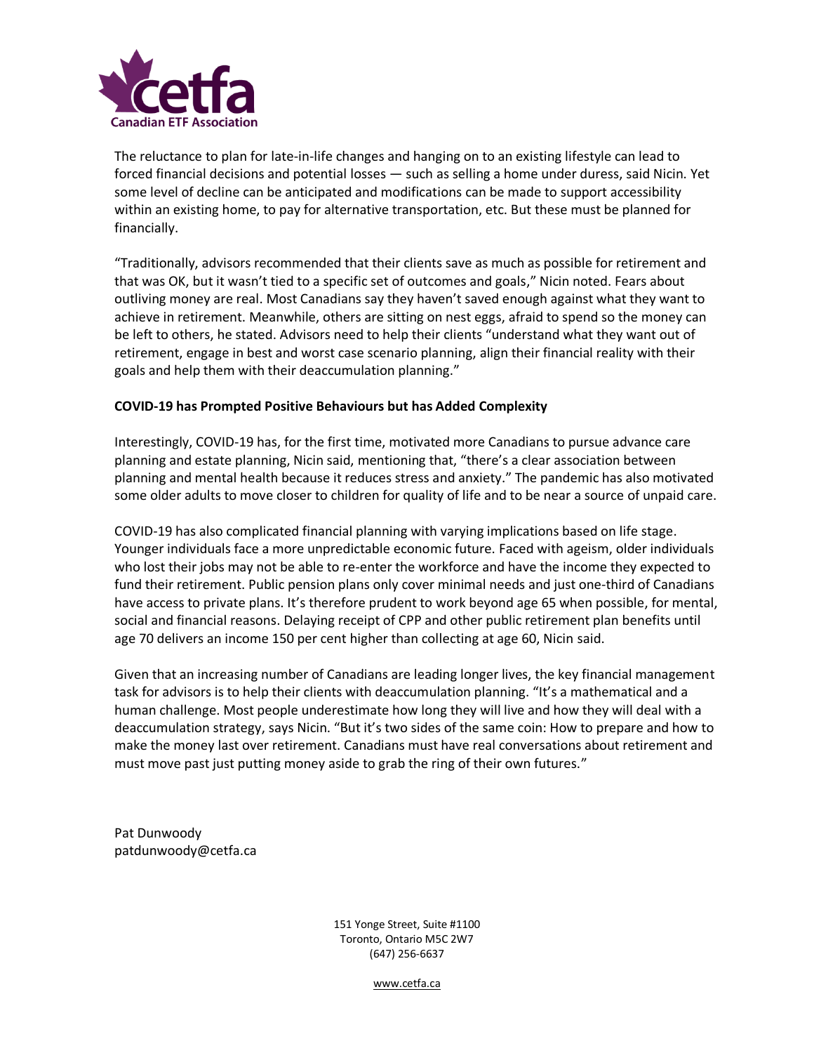The reluctance to plan for late-in-life changes and hanging on to an existing lifestyle can lead to forced financial decisions and potential losses — such as selling a home under duress, said Nicin. Yet some level of decline can be anticipated and modifications can be made to support accessibility within an existing home, to pay for alternative transportation, etc. But these must be planned for financially.

“Traditionally, advisors recommended that their clients save as much as possible for retirement and that was OK, but it wasn’t tied to a specific set of outcomes and goals,” Nicin noted. Fears about outliving money are real. Most Canadians say they haven’t saved enough against what they want to achieve in retirement. Meanwhile, others are sitting on nest eggs, afraid to spend so the money can be left to others, he stated. Advisors need to help their clients “understand what they want out of retirement, engage in best and worst case scenario planning, align their financial reality with their goals and help them with their deaccumulation planning.”

**COVID-19 has Prompted Positive Behaviours but has Added Complexity**

Interestingly, COVID-19 has, for the first time, motivated more Canadians to pursue advance care planning and estate planning, Nicin said, mentioning that, “there’s a clear association between planning and mental health because it reduces stress and anxiety.” The pandemic has also motivated some older adults to move closer to children for quality of life and to be near a source of unpaid care.

COVID-19 has also complicated financial planning with varying implications based on life stage. Younger individuals face a more unpredictable economic future. Faced with ageism, older individuals who lost their jobs may not be able to re-enter the workforce and have the income they expected to fund their retirement. Public pension plans only cover minimal needs and just one-third of Canadians have access to private plans. It’s therefore prudent to work beyond age 65 when possible, for mental, social and financial reasons. Delaying receipt of CPP and other public retirement plan benefits until age 70 delivers an income 150 per cent higher than collecting at age 60, Nicin said.

Given that an increasing number of Canadians are leading longer lives, the key financial management task for advisors is to help their clients with deaccumulation planning. “It’s a mathematical and a human challenge. Most people underestimate how long they will live and how they will deal with a deaccumulation strategy, says Nicin. “But it’s two sides of the same coin: How to prepare and how to make the money last over retirement. Canadians must have real conversations about retirement and must move past just putting money aside to grab the ring of their own futures.”

Pat Dunwoody
patdunwoody@cetfa.ca

151 Yonge Street, Suite #1100
Toronto, Ontario M5C 2W7
(647) 256-6637

www.cetfa.ca